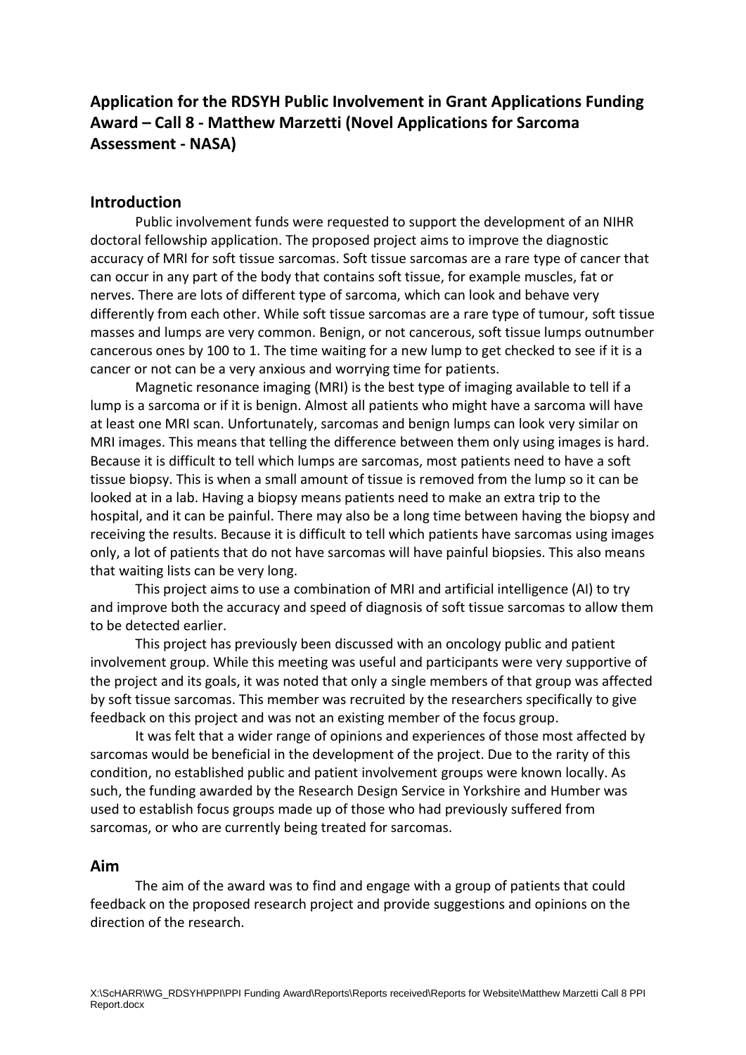# Application for the RDSYH Public Involvement in Grant Applications Funding Award – Call 8 - Matthew Marzetti (Novel Applications for Sarcoma Assessment - NASA)

## Introduction

Public involvement funds were requested to support the development of an NIHR doctoral fellowship application. The proposed project aims to improve the diagnostic accuracy of MRI for soft tissue sarcomas. Soft tissue sarcomas are a rare type of cancer that can occur in any part of the body that contains soft tissue, for example muscles, fat or nerves. There are lots of different type of sarcoma, which can look and behave very differently from each other. While soft tissue sarcomas are a rare type of tumour, soft tissue masses and lumps are very common. Benign, or not cancerous, soft tissue lumps outnumber cancerous ones by 100 to 1. The time waiting for a new lump to get checked to see if it is a cancer or not can be a very anxious and worrying time for patients.

Magnetic resonance imaging (MRI) is the best type of imaging available to tell if a lump is a sarcoma or if it is benign. Almost all patients who might have a sarcoma will have at least one MRI scan. Unfortunately, sarcomas and benign lumps can look very similar on MRI images. This means that telling the difference between them only using images is hard. Because it is difficult to tell which lumps are sarcomas, most patients need to have a soft tissue biopsy. This is when a small amount of tissue is removed from the lump so it can be looked at in a lab. Having a biopsy means patients need to make an extra trip to the hospital, and it can be painful. There may also be a long time between having the biopsy and receiving the results. Because it is difficult to tell which patients have sarcomas using images only, a lot of patients that do not have sarcomas will have painful biopsies. This also means that waiting lists can be very long.

This project aims to use a combination of MRI and artificial intelligence (AI) to try and improve both the accuracy and speed of diagnosis of soft tissue sarcomas to allow them to be detected earlier.

This project has previously been discussed with an oncology public and patient involvement group. While this meeting was useful and participants were very supportive of the project and its goals, it was noted that only a single members of that group was affected by soft tissue sarcomas. This member was recruited by the researchers specifically to give feedback on this project and was not an existing member of the focus group.

It was felt that a wider range of opinions and experiences of those most affected by sarcomas would be beneficial in the development of the project. Due to the rarity of this condition, no established public and patient involvement groups were known locally. As such, the funding awarded by the Research Design Service in Yorkshire and Humber was used to establish focus groups made up of those who had previously suffered from sarcomas, or who are currently being treated for sarcomas.

## Aim

The aim of the award was to find and engage with a group of patients that could feedback on the proposed research project and provide suggestions and opinions on the direction of the research.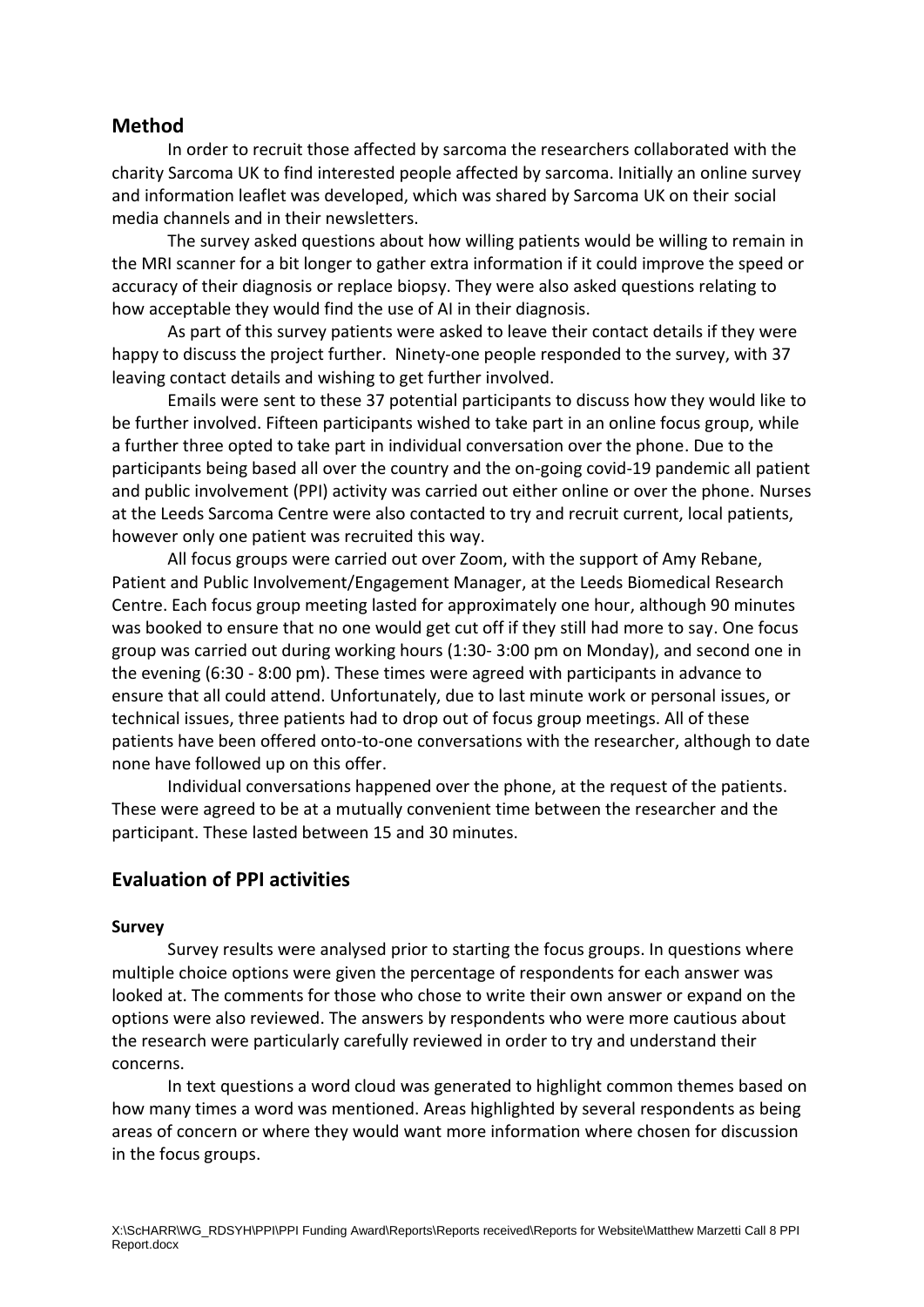## Method

In order to recruit those affected by sarcoma the researchers collaborated with the charity Sarcoma UK to find interested people affected by sarcoma. Initially an online survey and information leaflet was developed, which was shared by Sarcoma UK on their social media channels and in their newsletters.

The survey asked questions about how willing patients would be willing to remain in the MRI scanner for a bit longer to gather extra information if it could improve the speed or accuracy of their diagnosis or replace biopsy. They were also asked questions relating to how acceptable they would find the use of AI in their diagnosis.

As part of this survey patients were asked to leave their contact details if they were happy to discuss the project further. Ninety-one people responded to the survey, with 37 leaving contact details and wishing to get further involved.

Emails were sent to these 37 potential participants to discuss how they would like to be further involved. Fifteen participants wished to take part in an online focus group, while a further three opted to take part in individual conversation over the phone. Due to the participants being based all over the country and the on-going covid-19 pandemic all patient and public involvement (PPI) activity was carried out either online or over the phone. Nurses at the Leeds Sarcoma Centre were also contacted to try and recruit current, local patients, however only one patient was recruited this way.

All focus groups were carried out over Zoom, with the support of Amy Rebane, Patient and Public Involvement/Engagement Manager, at the Leeds Biomedical Research Centre. Each focus group meeting lasted for approximately one hour, although 90 minutes was booked to ensure that no one would get cut off if they still had more to say. One focus group was carried out during working hours (1:30- 3:00 pm on Monday), and second one in the evening (6:30 - 8:00 pm). These times were agreed with participants in advance to ensure that all could attend. Unfortunately, due to last minute work or personal issues, or technical issues, three patients had to drop out of focus group meetings. All of these patients have been offered onto-to-one conversations with the researcher, although to date none have followed up on this offer.

Individual conversations happened over the phone, at the request of the patients. These were agreed to be at a mutually convenient time between the researcher and the participant. These lasted between 15 and 30 minutes.

## Evaluation of PPI activities

### Survey

Survey results were analysed prior to starting the focus groups. In questions where multiple choice options were given the percentage of respondents for each answer was looked at. The comments for those who chose to write their own answer or expand on the options were also reviewed. The answers by respondents who were more cautious about the research were particularly carefully reviewed in order to try and understand their concerns.

In text questions a word cloud was generated to highlight common themes based on how many times a word was mentioned. Areas highlighted by several respondents as being areas of concern or where they would want more information where chosen for discussion in the focus groups.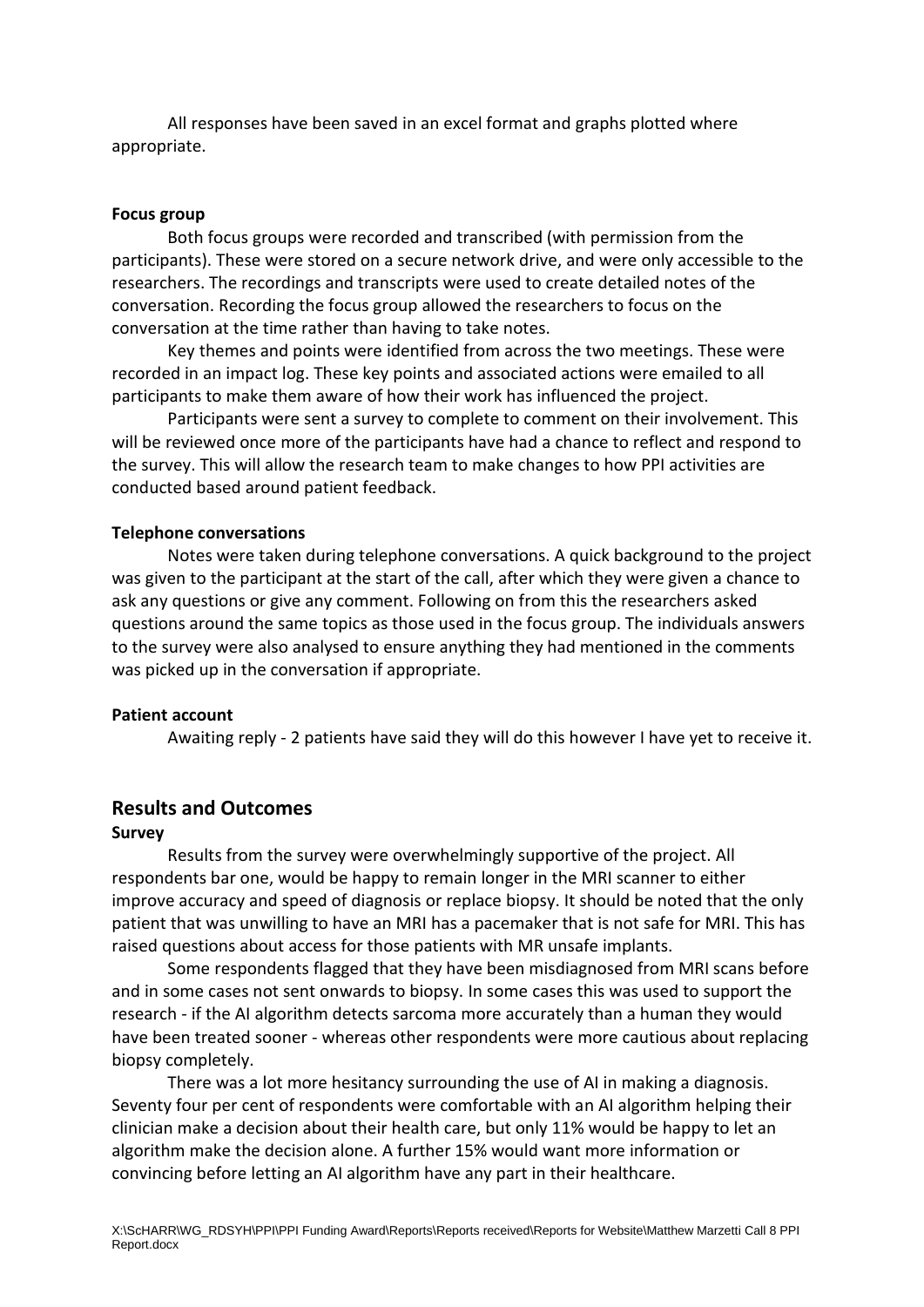All responses have been saved in an excel format and graphs plotted where appropriate.

**Focus group**

Both focus groups were recorded and transcribed (with permission from the participants). These were stored on a secure network drive, and were only accessible to the researchers. The recordings and transcripts were used to create detailed notes of the conversation. Recording the focus group allowed the researchers to focus on the conversation at the time rather than having to take notes.

Key themes and points were identified from across the two meetings. These were recorded in an impact log. These key points and associated actions were emailed to all participants to make them aware of how their work has influenced the project.

Participants were sent a survey to complete to comment on their involvement. This will be reviewed once more of the participants have had a chance to reflect and respond to the survey. This will allow the research team to make changes to how PPI activities are conducted based around patient feedback.

**Telephone conversations**

Notes were taken during telephone conversations. A quick background to the project was given to the participant at the start of the call, after which they were given a chance to ask any questions or give any comment. Following on from this the researchers asked questions around the same topics as those used in the focus group. The individuals answers to the survey were also analysed to ensure anything they had mentioned in the comments was picked up in the conversation if appropriate.

**Patient account**

Awaiting reply - 2 patients have said they will do this however I have yet to receive it.

## Results and Outcomes

**Survey**

Results from the survey were overwhelmingly supportive of the project. All respondents bar one, would be happy to remain longer in the MRI scanner to either improve accuracy and speed of diagnosis or replace biopsy. It should be noted that the only patient that was unwilling to have an MRI has a pacemaker that is not safe for MRI. This has raised questions about access for those patients with MR unsafe implants.

Some respondents flagged that they have been misdiagnosed from MRI scans before and in some cases not sent onwards to biopsy. In some cases this was used to support the research - if the AI algorithm detects sarcoma more accurately than a human they would have been treated sooner - whereas other respondents were more cautious about replacing biopsy completely.

There was a lot more hesitancy surrounding the use of AI in making a diagnosis. Seventy four per cent of respondents were comfortable with an AI algorithm helping their clinician make a decision about their health care, but only 11% would be happy to let an algorithm make the decision alone. A further 15% would want more information or convincing before letting an AI algorithm have any part in their healthcare.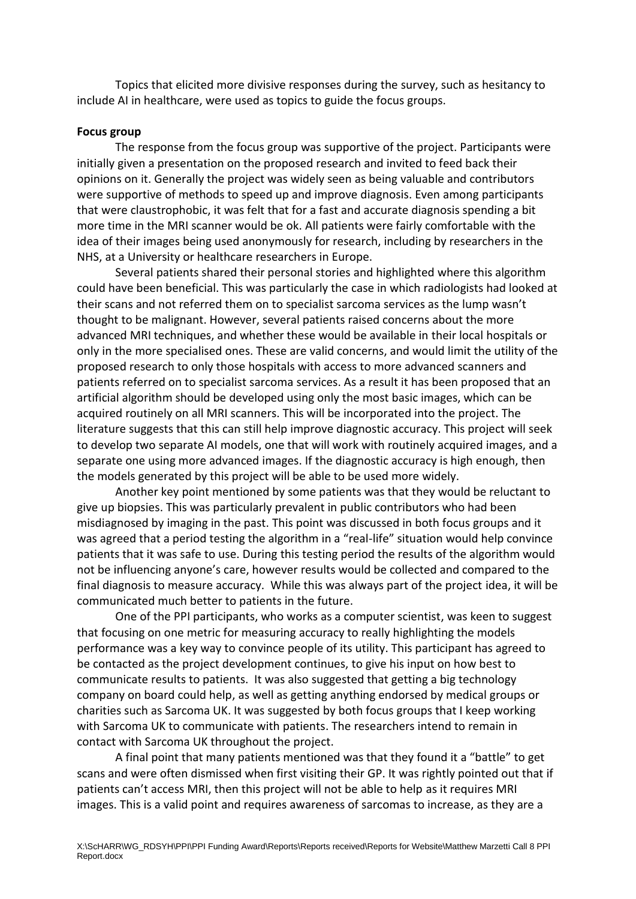Topics that elicited more divisive responses during the survey, such as hesitancy to include AI in healthcare, were used as topics to guide the focus groups.

**Focus group**

The response from the focus group was supportive of the project. Participants were initially given a presentation on the proposed research and invited to feed back their opinions on it. Generally the project was widely seen as being valuable and contributors were supportive of methods to speed up and improve diagnosis. Even among participants that were claustrophobic, it was felt that for a fast and accurate diagnosis spending a bit more time in the MRI scanner would be ok. All patients were fairly comfortable with the idea of their images being used anonymously for research, including by researchers in the NHS, at a University or healthcare researchers in Europe.

Several patients shared their personal stories and highlighted where this algorithm could have been beneficial. This was particularly the case in which radiologists had looked at their scans and not referred them on to specialist sarcoma services as the lump wasn't thought to be malignant. However, several patients raised concerns about the more advanced MRI techniques, and whether these would be available in their local hospitals or only in the more specialised ones. These are valid concerns, and would limit the utility of the proposed research to only those hospitals with access to more advanced scanners and patients referred on to specialist sarcoma services. As a result it has been proposed that an artificial algorithm should be developed using only the most basic images, which can be acquired routinely on all MRI scanners. This will be incorporated into the project. The literature suggests that this can still help improve diagnostic accuracy. This project will seek to develop two separate AI models, one that will work with routinely acquired images, and a separate one using more advanced images. If the diagnostic accuracy is high enough, then the models generated by this project will be able to be used more widely.

Another key point mentioned by some patients was that they would be reluctant to give up biopsies. This was particularly prevalent in public contributors who had been misdiagnosed by imaging in the past. This point was discussed in both focus groups and it was agreed that a period testing the algorithm in a "real-life" situation would help convince patients that it was safe to use. During this testing period the results of the algorithm would not be influencing anyone's care, however results would be collected and compared to the final diagnosis to measure accuracy. While this was always part of the project idea, it will be communicated much better to patients in the future.

One of the PPI participants, who works as a computer scientist, was keen to suggest that focusing on one metric for measuring accuracy to really highlighting the models performance was a key way to convince people of its utility. This participant has agreed to be contacted as the project development continues, to give his input on how best to communicate results to patients. It was also suggested that getting a big technology company on board could help, as well as getting anything endorsed by medical groups or charities such as Sarcoma UK. It was suggested by both focus groups that I keep working with Sarcoma UK to communicate with patients. The researchers intend to remain in contact with Sarcoma UK throughout the project.

A final point that many patients mentioned was that they found it a "battle" to get scans and were often dismissed when first visiting their GP. It was rightly pointed out that if patients can't access MRI, then this project will not be able to help as it requires MRI images. This is a valid point and requires awareness of sarcomas to increase, as they are a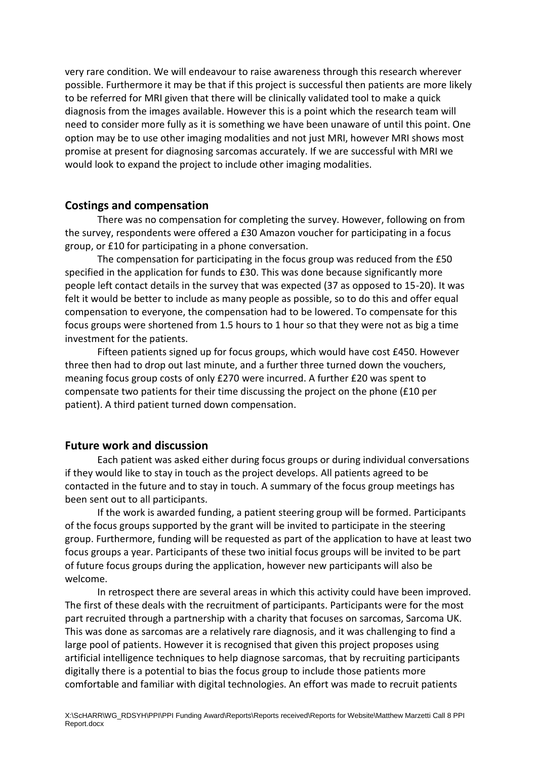very rare condition. We will endeavour to raise awareness through this research wherever possible. Furthermore it may be that if this project is successful then patients are more likely to be referred for MRI given that there will be clinically validated tool to make a quick diagnosis from the images available. However this is a point which the research team will need to consider more fully as it is something we have been unaware of until this point. One option may be to use other imaging modalities and not just MRI, however MRI shows most promise at present for diagnosing sarcomas accurately. If we are successful with MRI we would look to expand the project to include other imaging modalities.

## Costings and compensation

There was no compensation for completing the survey. However, following on from the survey, respondents were offered a £30 Amazon voucher for participating in a focus group, or £10 for participating in a phone conversation.

The compensation for participating in the focus group was reduced from the £50 specified in the application for funds to £30. This was done because significantly more people left contact details in the survey that was expected (37 as opposed to 15-20). It was felt it would be better to include as many people as possible, so to do this and offer equal compensation to everyone, the compensation had to be lowered. To compensate for this focus groups were shortened from 1.5 hours to 1 hour so that they were not as big a time investment for the patients.

Fifteen patients signed up for focus groups, which would have cost £450. However three then had to drop out last minute, and a further three turned down the vouchers, meaning focus group costs of only £270 were incurred. A further £20 was spent to compensate two patients for their time discussing the project on the phone (£10 per patient). A third patient turned down compensation.

## Future work and discussion

Each patient was asked either during focus groups or during individual conversations if they would like to stay in touch as the project develops. All patients agreed to be contacted in the future and to stay in touch. A summary of the focus group meetings has been sent out to all participants.

If the work is awarded funding, a patient steering group will be formed. Participants of the focus groups supported by the grant will be invited to participate in the steering group. Furthermore, funding will be requested as part of the application to have at least two focus groups a year. Participants of these two initial focus groups will be invited to be part of future focus groups during the application, however new participants will also be welcome.

In retrospect there are several areas in which this activity could have been improved. The first of these deals with the recruitment of participants. Participants were for the most part recruited through a partnership with a charity that focuses on sarcomas, Sarcoma UK. This was done as sarcomas are a relatively rare diagnosis, and it was challenging to find a large pool of patients. However it is recognised that given this project proposes using artificial intelligence techniques to help diagnose sarcomas, that by recruiting participants digitally there is a potential to bias the focus group to include those patients more comfortable and familiar with digital technologies. An effort was made to recruit patients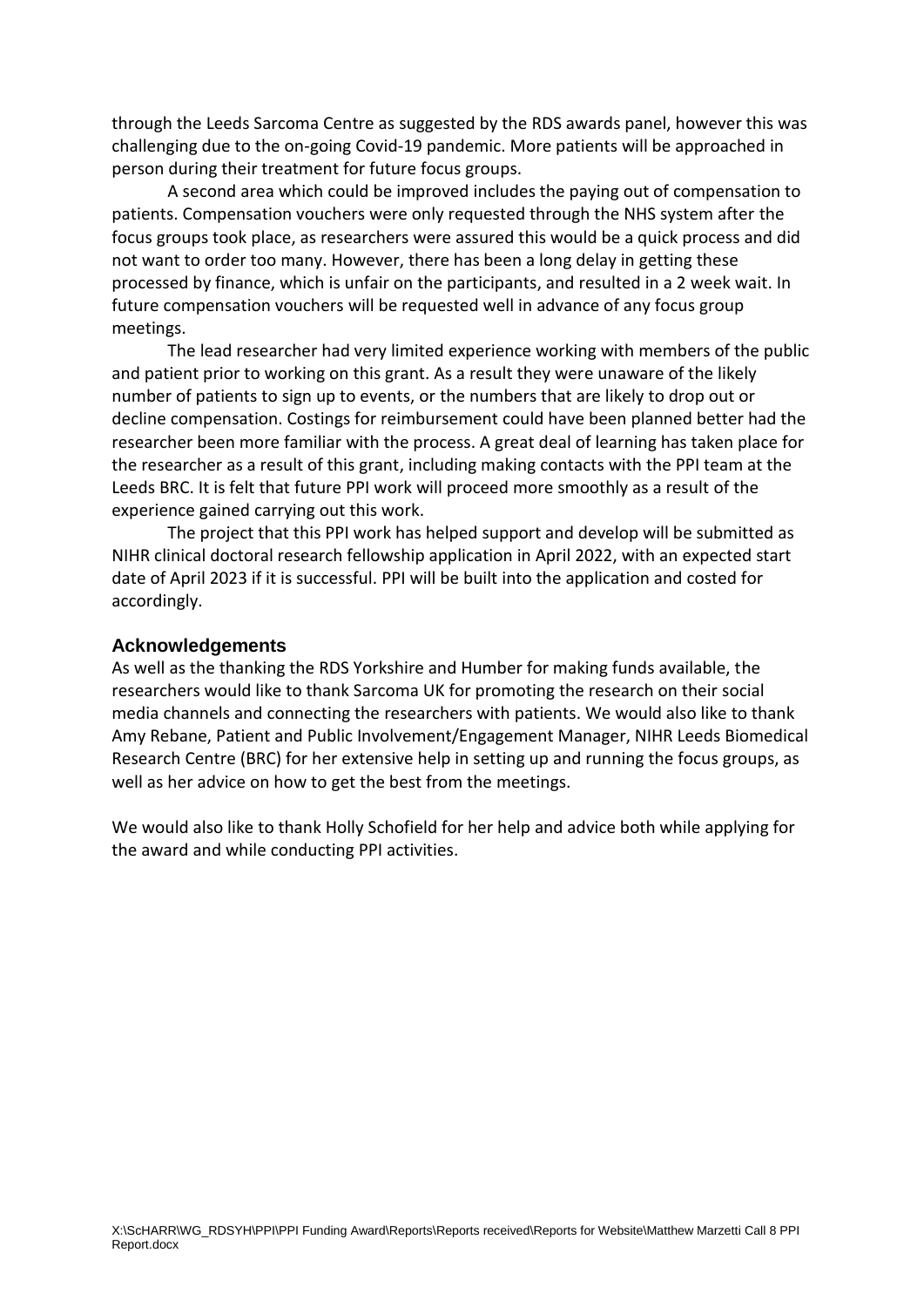through the Leeds Sarcoma Centre as suggested by the RDS awards panel, however this was challenging due to the on-going Covid-19 pandemic. More patients will be approached in person during their treatment for future focus groups.

A second area which could be improved includes the paying out of compensation to patients. Compensation vouchers were only requested through the NHS system after the focus groups took place, as researchers were assured this would be a quick process and did not want to order too many. However, there has been a long delay in getting these processed by finance, which is unfair on the participants, and resulted in a 2 week wait. In future compensation vouchers will be requested well in advance of any focus group meetings.

The lead researcher had very limited experience working with members of the public and patient prior to working on this grant. As a result they were unaware of the likely number of patients to sign up to events, or the numbers that are likely to drop out or decline compensation. Costings for reimbursement could have been planned better had the researcher been more familiar with the process. A great deal of learning has taken place for the researcher as a result of this grant, including making contacts with the PPI team at the Leeds BRC. It is felt that future PPI work will proceed more smoothly as a result of the experience gained carrying out this work.

The project that this PPI work has helped support and develop will be submitted as NIHR clinical doctoral research fellowship application in April 2022, with an expected start date of April 2023 if it is successful. PPI will be built into the application and costed for accordingly.

## Acknowledgements

As well as the thanking the RDS Yorkshire and Humber for making funds available, the researchers would like to thank Sarcoma UK for promoting the research on their social media channels and connecting the researchers with patients. We would also like to thank Amy Rebane, Patient and Public Involvement/Engagement Manager, NIHR Leeds Biomedical Research Centre (BRC) for her extensive help in setting up and running the focus groups, as well as her advice on how to get the best from the meetings.

We would also like to thank Holly Schofield for her help and advice both while applying for the award and while conducting PPI activities.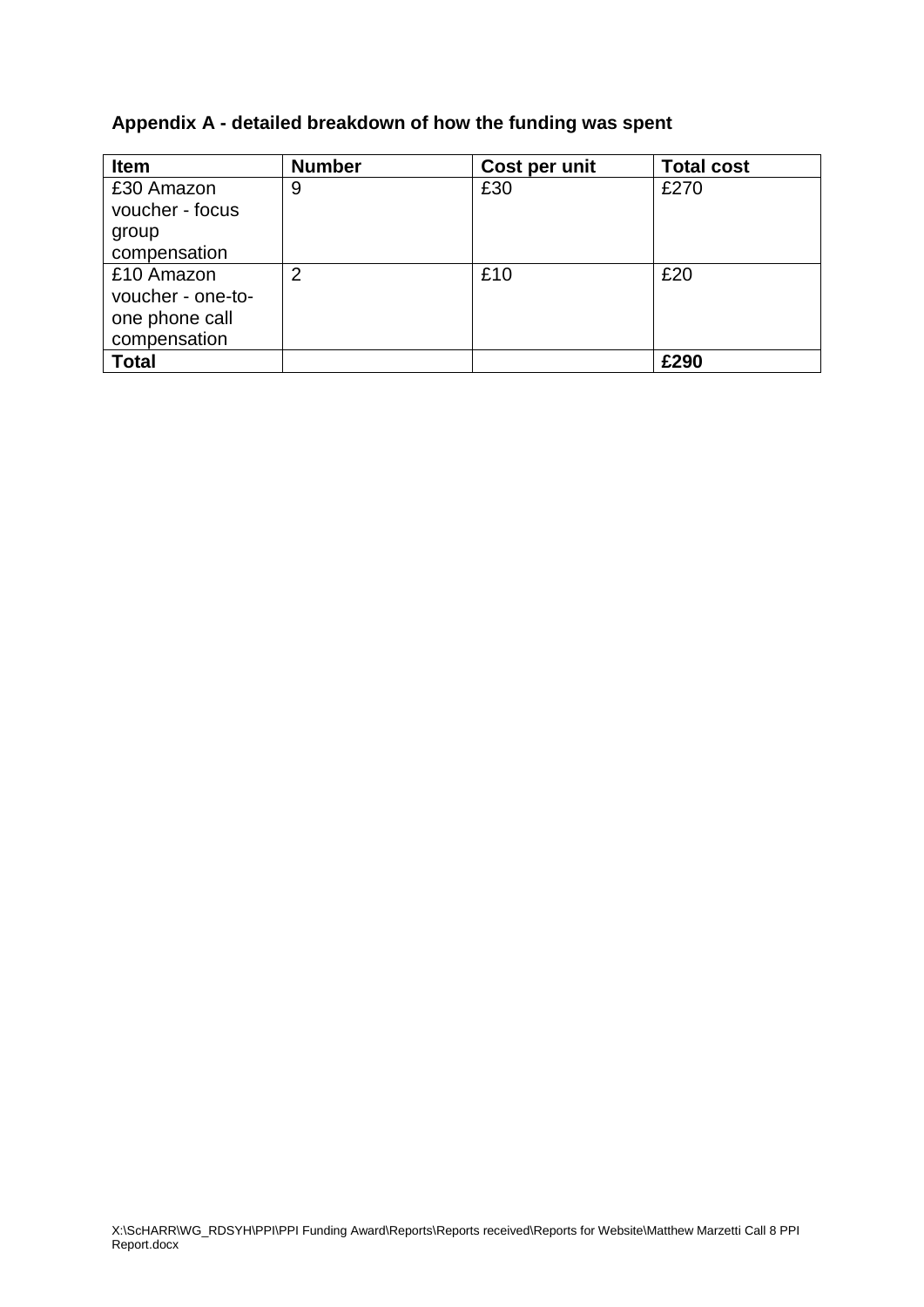**Appendix A - detailed breakdown of how the funding was spent**

| Item | Number | Cost per unit | Total cost |
|---|---|---|---|
| £30 Amazon voucher - focus group compensation | 9 | £30 | £270 |
| £10 Amazon voucher - one-to-one phone call compensation | 2 | £10 | £20 |
| **Total** | | | **£290** |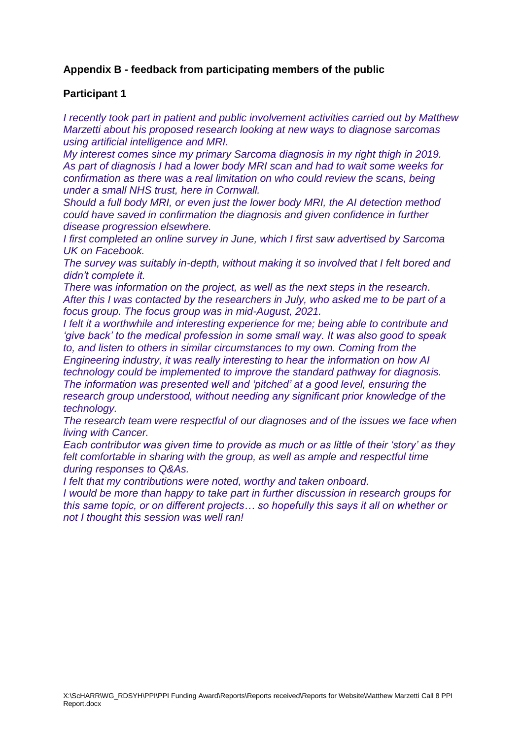**Appendix B - feedback from participating members of the public**

**Participant 1**

*I recently took part in patient and public involvement activities carried out by Matthew Marzetti about his proposed research looking at new ways to diagnose sarcomas using artificial intelligence and MRI.*

*My interest comes since my primary Sarcoma diagnosis in my right thigh in 2019. As part of diagnosis I had a lower body MRI scan and had to wait some weeks for confirmation as there was a real limitation on who could review the scans, being under a small NHS trust, here in Cornwall.*

*Should a full body MRI, or even just the lower body MRI, the AI detection method could have saved in confirmation the diagnosis and given confidence in further disease progression elsewhere.*

*I first completed an online survey in June, which I first saw advertised by Sarcoma UK on Facebook.*

*The survey was suitably in-depth, without making it so involved that I felt bored and didn't complete it.*

*There was information on the project, as well as the next steps in the research. After this I was contacted by the researchers in July, who asked me to be part of a focus group. The focus group was in mid-August, 2021.*

*I felt it a worthwhile and interesting experience for me; being able to contribute and 'give back' to the medical profession in some small way. It was also good to speak to, and listen to others in similar circumstances to my own. Coming from the Engineering industry, it was really interesting to hear the information on how AI technology could be implemented to improve the standard pathway for diagnosis. The information was presented well and 'pitched' at a good level, ensuring the research group understood, without needing any significant prior knowledge of the technology.*

*The research team were respectful of our diagnoses and of the issues we face when living with Cancer.*

*Each contributor was given time to provide as much or as little of their 'story' as they felt comfortable in sharing with the group, as well as ample and respectful time during responses to Q&As.*

*I felt that my contributions were noted, worthy and taken onboard.*

*I would be more than happy to take part in further discussion in research groups for this same topic, or on different projects… so hopefully this says it all on whether or not I thought this session was well ran!*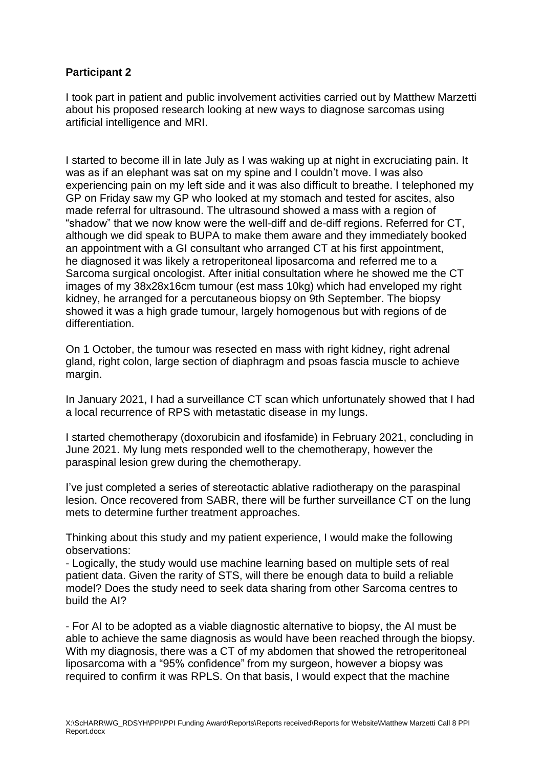**Participant 2**

I took part in patient and public involvement activities carried out by Matthew Marzetti about his proposed research looking at new ways to diagnose sarcomas using artificial intelligence and MRI.

I started to become ill in late July as I was waking up at night in excruciating pain. It was as if an elephant was sat on my spine and I couldn't move. I was also experiencing pain on my left side and it was also difficult to breathe. I telephoned my GP on Friday saw my GP who looked at my stomach and tested for ascites, also made referral for ultrasound. The ultrasound showed a mass with a region of "shadow" that we now know were the well-diff and de-diff regions. Referred for CT, although we did speak to BUPA to make them aware and they immediately booked an appointment with a GI consultant who arranged CT at his first appointment, he diagnosed it was likely a retroperitoneal liposarcoma and referred me to a Sarcoma surgical oncologist. After initial consultation where he showed me the CT images of my 38x28x16cm tumour (est mass 10kg) which had enveloped my right kidney, he arranged for a percutaneous biopsy on 9th September. The biopsy showed it was a high grade tumour, largely homogenous but with regions of de differentiation.

On 1 October, the tumour was resected en mass with right kidney, right adrenal gland, right colon, large section of diaphragm and psoas fascia muscle to achieve margin.

In January 2021, I had a surveillance CT scan which unfortunately showed that I had a local recurrence of RPS with metastatic disease in my lungs.

I started chemotherapy (doxorubicin and ifosfamide) in February 2021, concluding in June 2021. My lung mets responded well to the chemotherapy, however the paraspinal lesion grew during the chemotherapy.

I've just completed a series of stereotactic ablative radiotherapy on the paraspinal lesion. Once recovered from SABR, there will be further surveillance CT on the lung mets to determine further treatment approaches.

Thinking about this study and my patient experience, I would make the following observations:

- Logically, the study would use machine learning based on multiple sets of real patient data. Given the rarity of STS, will there be enough data to build a reliable model? Does the study need to seek data sharing from other Sarcoma centres to build the AI?

- For AI to be adopted as a viable diagnostic alternative to biopsy, the AI must be able to achieve the same diagnosis as would have been reached through the biopsy. With my diagnosis, there was a CT of my abdomen that showed the retroperitoneal liposarcoma with a "95% confidence" from my surgeon, however a biopsy was required to confirm it was RPLS. On that basis, I would expect that the machine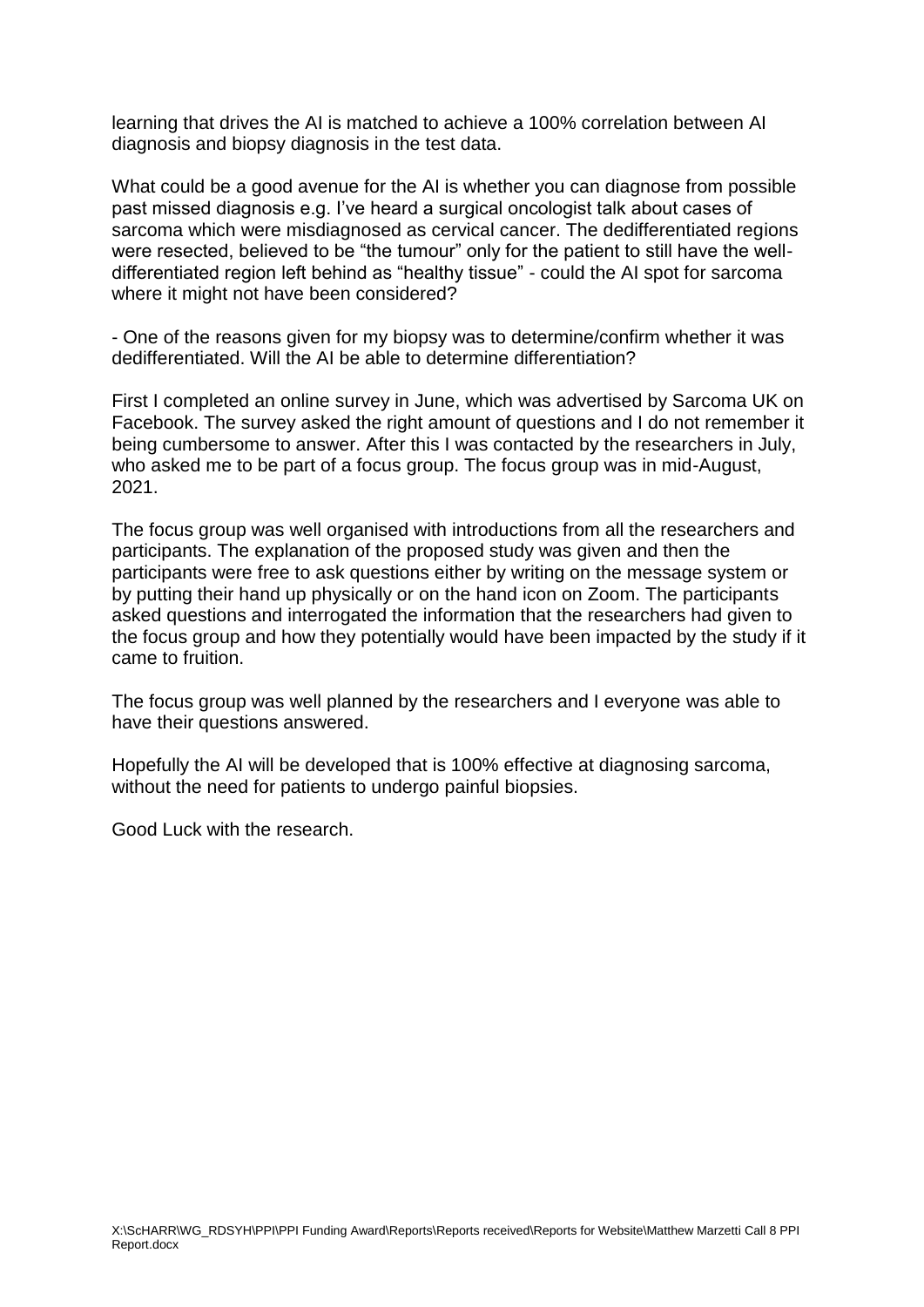learning that drives the AI is matched to achieve a 100% correlation between AI diagnosis and biopsy diagnosis in the test data.

What could be a good avenue for the AI is whether you can diagnose from possible past missed diagnosis e.g. I've heard a surgical oncologist talk about cases of sarcoma which were misdiagnosed as cervical cancer. The dedifferentiated regions were resected, believed to be "the tumour" only for the patient to still have the well-differentiated region left behind as "healthy tissue" - could the AI spot for sarcoma where it might not have been considered?

- One of the reasons given for my biopsy was to determine/confirm whether it was dedifferentiated. Will the AI be able to determine differentiation?

First I completed an online survey in June, which was advertised by Sarcoma UK on Facebook. The survey asked the right amount of questions and I do not remember it being cumbersome to answer. After this I was contacted by the researchers in July, who asked me to be part of a focus group. The focus group was in mid-August, 2021.

The focus group was well organised with introductions from all the researchers and participants. The explanation of the proposed study was given and then the participants were free to ask questions either by writing on the message system or by putting their hand up physically or on the hand icon on Zoom. The participants asked questions and interrogated the information that the researchers had given to the focus group and how they potentially would have been impacted by the study if it came to fruition.

The focus group was well planned by the researchers and I everyone was able to have their questions answered.

Hopefully the AI will be developed that is 100% effective at diagnosing sarcoma, without the need for patients to undergo painful biopsies.

Good Luck with the research.